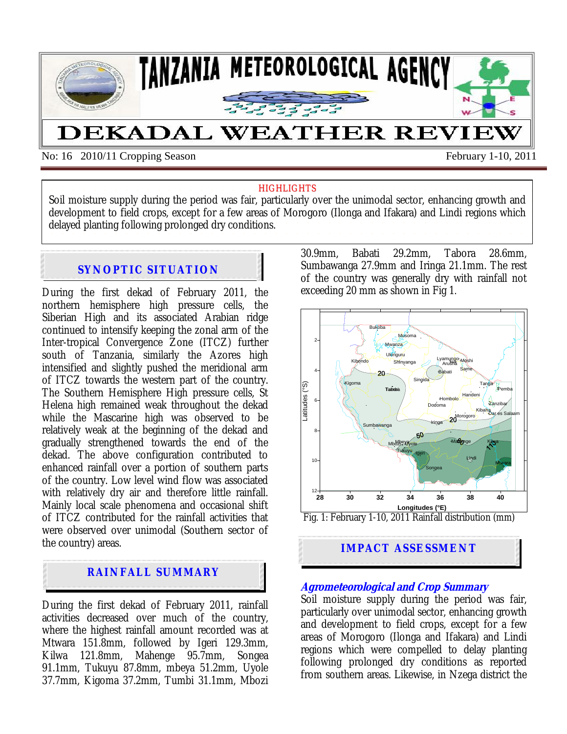# TANZANIA METEOROLOGICAL AGENCY

# DEKADAL WEATHER REVIEW

No: 16 2010/11 Cropping Season — February 1-10, 2011

**HIGHLIGHTS**

Soil moisture supply during the period was fair, particularly over the unimodal sector, enhancing growth and development to field crops, except for a few areas of Morogoro (Ilonga and Ifakara) and Lindi regions which delayed planting following prolonged dry conditions.

## SYNOPTIC SITUATION

During the first dekad of February 2011, the northern hemisphere high pressure cells, the Siberian High and its associated Arabian ridge continued to intensify keeping the zonal arm of the Inter-tropical Convergence Zone (ITCZ) further south of Tanzania, similarly the Azores high intensified and slightly pushed the meridional arm of ITCZ towards the western part of the country. The Southern Hemisphere High pressure cells, St Helena high remained weak throughout the dekad while the Mascarine high was observed to be relatively weak at the beginning of the dekad and gradually strengthened towards the end of the dekad. The above configuration contributed to enhanced rainfall over a portion of southern parts of the country. Low level wind flow was associated with relatively dry air and therefore little rainfall. Mainly local scale phenomena and occasional shift of ITCZ contributed for the rainfall activities that were observed over unimodal (Southern sector of the country) areas.

## RAINFALL SUMMARY

During the first dekad of February 2011, rainfall activities decreased over much of the country, where the highest rainfall amount recorded was at Mtwara 151.8mm, followed by Igeri 129.3mm, Kilwa 121.8mm, Mahenge 95.7mm, Songea 91.1mm, Tukuyu 87.8mm, mbeya 51.2mm, Uyole 37.7mm, Kigoma 37.2mm, Tumbi 31.1mm, Mbozi 30.9mm, Babati 29.2mm, Tabora 28.6mm, Sumbawanga 27.9mm and Iringa 21.1mm. The rest of the country was generally dry with rainfall not exceeding 20 mm as shown in Fig 1.

Fig. 1: February 1-10, 2011 Rainfall distribution (mm)

## IMPACT ASSESSMENT

### *Agrometeorological and Crop Summary*

Soil moisture supply during the period was fair, particularly over unimodal sector, enhancing growth and development to field crops, except for a few areas of Morogoro (Ilonga and Ifakara) and Lindi regions which were compelled to delay planting following prolonged dry conditions as reported from southern areas. Likewise, in Nzega district the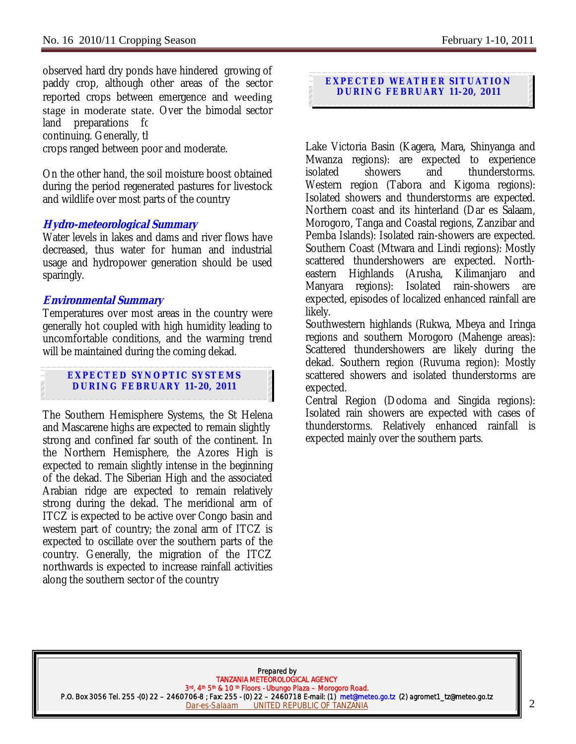observed hard dry ponds have hindered growing of paddy crop, although other areas of the sector reported crops between emergence and weeding stage in moderate state. Over the bimodal sector land preparations fc continuing. Generally, tl crops ranged between poor and moderate.

On the other hand, the soil moisture boost obtained during the period regenerated pastures for livestock and wildlife over most parts of the country

### *Hydro-meteorological Summary*

Water levels in lakes and dams and river flows have decreased, thus water for human and industrial usage and hydropower generation should be used sparingly.

### *Environmental Summary*

Temperatures over most areas in the country were generally hot coupled with high humidity leading to uncomfortable conditions, and the warming trend will be maintained during the coming dekad.

## EXPECTED SYNOPTIC SYSTEMS DURING FEBRUARY 11-20, 2011

The Southern Hemisphere Systems, the St Helena and Mascarene highs are expected to remain slightly strong and confined far south of the continent. In the Northern Hemisphere, the Azores High is expected to remain slightly intense in the beginning of the dekad. The Siberian High and the associated Arabian ridge are expected to remain relatively strong during the dekad. The meridional arm of ITCZ is expected to be active over Congo basin and western part of country; the zonal arm of ITCZ is expected to oscillate over the southern parts of the country. Generally, the migration of the ITCZ northwards is expected to increase rainfall activities along the southern sector of the country

## EXPECTED WEATHER SITUATION DURING FEBRUARY 11-20, 2011

Lake Victoria Basin (Kagera, Mara, Shinyanga and Mwanza regions): are expected to experience isolated showers and thunderstorms. Western region (Tabora and Kigoma regions): Isolated showers and thunderstorms are expected. Northern coast and its hinterland (Dar es Salaam, Morogoro, Tanga and Coastal regions, Zanzibar and Pemba Islands): Isolated rain-showers are expected. Southern Coast (Mtwara and Lindi regions): Mostly scattered thundershowers are expected. North-eastern Highlands (Arusha, Kilimanjaro and Manyara regions): Isolated rain-showers are expected, episodes of localized enhanced rainfall are likely.

Southwestern highlands (Rukwa, Mbeya and Iringa regions and southern Morogoro (Mahenge areas): Scattered thundershowers are likely during the dekad. Southern region (Ruvuma region): Mostly scattered showers and isolated thunderstorms are expected.

Central Region (Dodoma and Singida regions): Isolated rain showers are expected with cases of thunderstorms. Relatively enhanced rainfall is expected mainly over the southern parts.

Prepared by
TANZANIA METEOROLOGICAL AGENCY
3rd, 4th 5th & 10 th Floors - Ubungo Plaza – Morogoro Road.
P.O. Box 3056 Tel. 255 -(0) 22 – 2460706-8 ; Fax: 255 - (0) 22 – 2460718 E-mail: (1) met@meteo.go.tz (2) agromet1_tz@meteo.go.tz
Dar-es-Salaam UNITED REPUBLIC OF TANZANIA